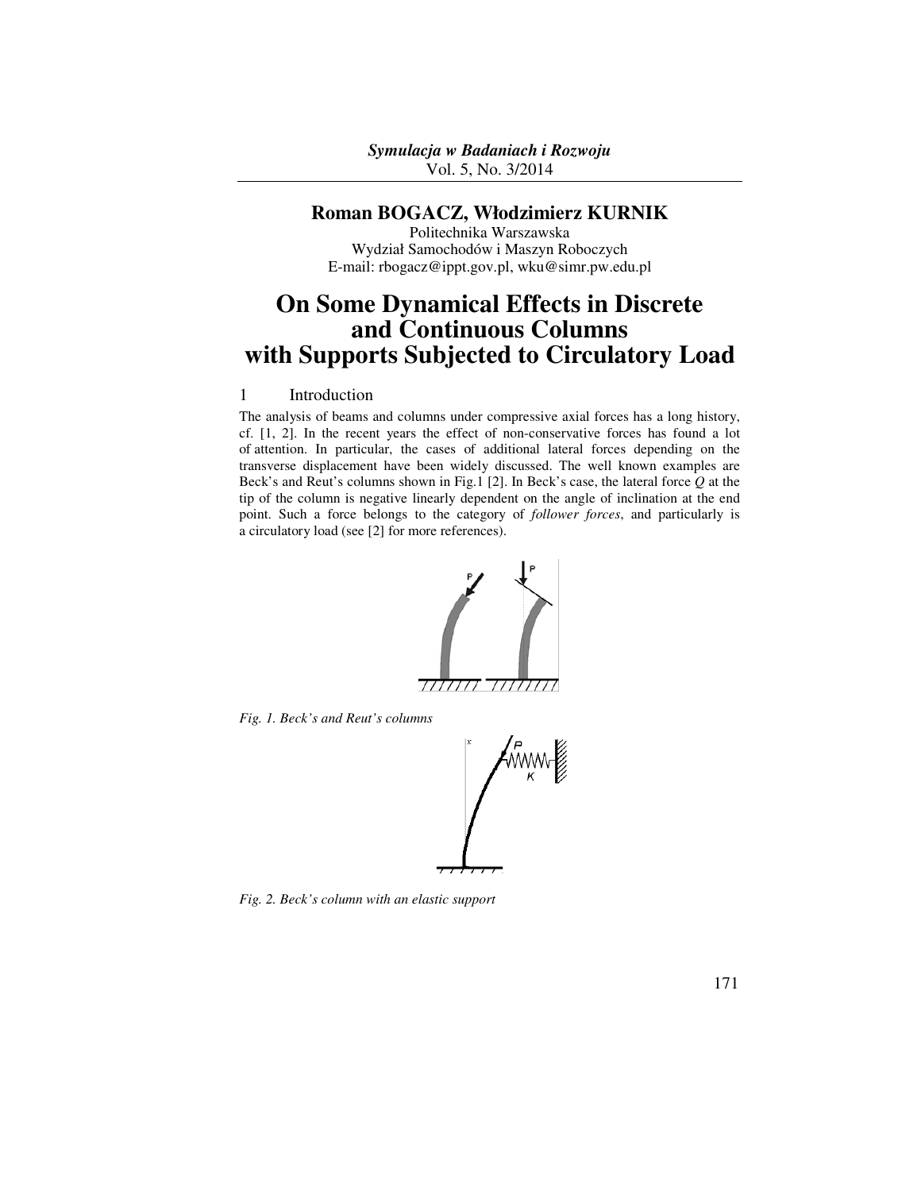*Symulacja w Badaniach i Rozwoju*
Vol. 5, No. 3/2014

**Roman BOGACZ, Włodzimierz KURNIK**

Politechnika Warszawska
Wydział Samochodów i Maszyn Roboczych
E-mail: rbogacz@ippt.gov.pl, wku@simr.pw.edu.pl

# On Some Dynamical Effects in Discrete and Continuous Columns with Supports Subjected to Circulatory Load

## 1 Introduction

The analysis of beams and columns under compressive axial forces has a long history, cf. [1, 2]. In the recent years the effect of non-conservative forces has found a lot of attention. In particular, the cases of additional lateral forces depending on the transverse displacement have been widely discussed. The well known examples are Beck's and Reut's columns shown in Fig.1 [2]. In Beck's case, the lateral force $Q$ at the tip of the column is negative linearly dependent on the angle of inclination at the end point. Such a force belongs to the category of *follower forces*, and particularly is a circulatory load (see [2] for more references).

*Fig. 1. Beck's and Reut's columns*

*Fig. 2. Beck's column with an elastic support*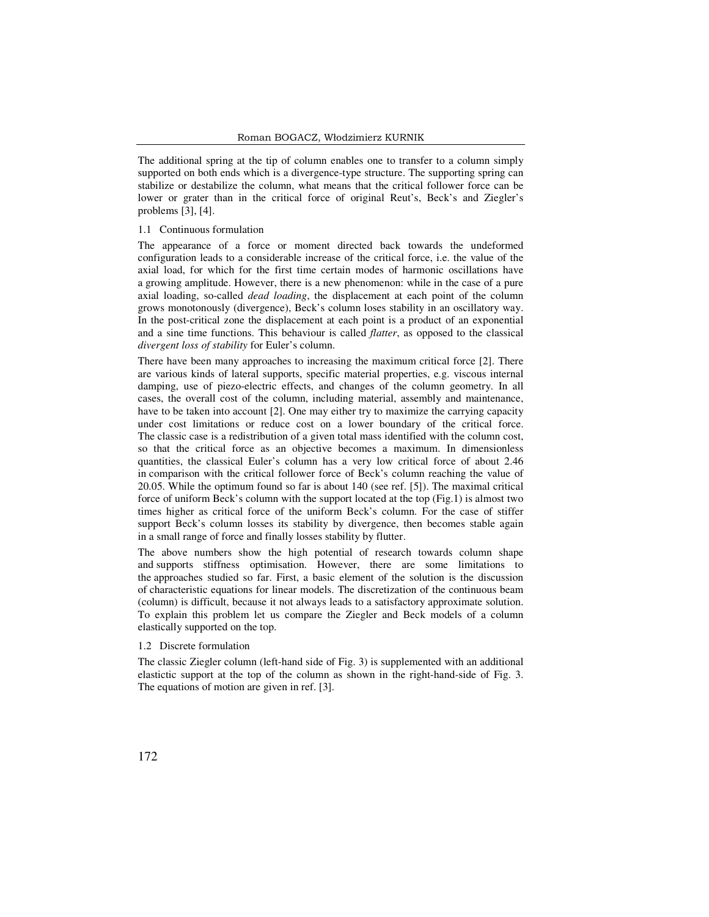The additional spring at the tip of column enables one to transfer to a column simply supported on both ends which is a divergence-type structure. The supporting spring can stabilize or destabilize the column, what means that the critical follower force can be lower or grater than in the critical force of original Reut's, Beck's and Ziegler's problems [3], [4].

### 1.1 Continuous formulation

The appearance of a force or moment directed back towards the undeformed configuration leads to a considerable increase of the critical force, i.e. the value of the axial load, for which for the first time certain modes of harmonic oscillations have a growing amplitude. However, there is a new phenomenon: while in the case of a pure axial loading, so-called *dead loading*, the displacement at each point of the column grows monotonously (divergence), Beck's column loses stability in an oscillatory way. In the post-critical zone the displacement at each point is a product of an exponential and a sine time functions. This behaviour is called *flatter*, as opposed to the classical *divergent loss of stability* for Euler's column.

There have been many approaches to increasing the maximum critical force [2]. There are various kinds of lateral supports, specific material properties, e.g. viscous internal damping, use of piezo-electric effects, and changes of the column geometry. In all cases, the overall cost of the column, including material, assembly and maintenance, have to be taken into account [2]. One may either try to maximize the carrying capacity under cost limitations or reduce cost on a lower boundary of the critical force. The classic case is a redistribution of a given total mass identified with the column cost, so that the critical force as an objective becomes a maximum. In dimensionless quantities, the classical Euler's column has a very low critical force of about 2.46 in comparison with the critical follower force of Beck's column reaching the value of 20.05. While the optimum found so far is about 140 (see ref. [5]). The maximal critical force of uniform Beck's column with the support located at the top (Fig.1) is almost two times higher as critical force of the uniform Beck's column. For the case of stiffer support Beck's column losses its stability by divergence, then becomes stable again in a small range of force and finally losses stability by flutter.

The above numbers show the high potential of research towards column shape and supports stiffness optimisation. However, there are some limitations to the approaches studied so far. First, a basic element of the solution is the discussion of characteristic equations for linear models. The discretization of the continuous beam (column) is difficult, because it not always leads to a satisfactory approximate solution. To explain this problem let us compare the Ziegler and Beck models of a column elastically supported on the top.

### 1.2 Discrete formulation

The classic Ziegler column (left-hand side of Fig. 3) is supplemented with an additional elastictic support at the top of the column as shown in the right-hand-side of Fig. 3. The equations of motion are given in ref. [3].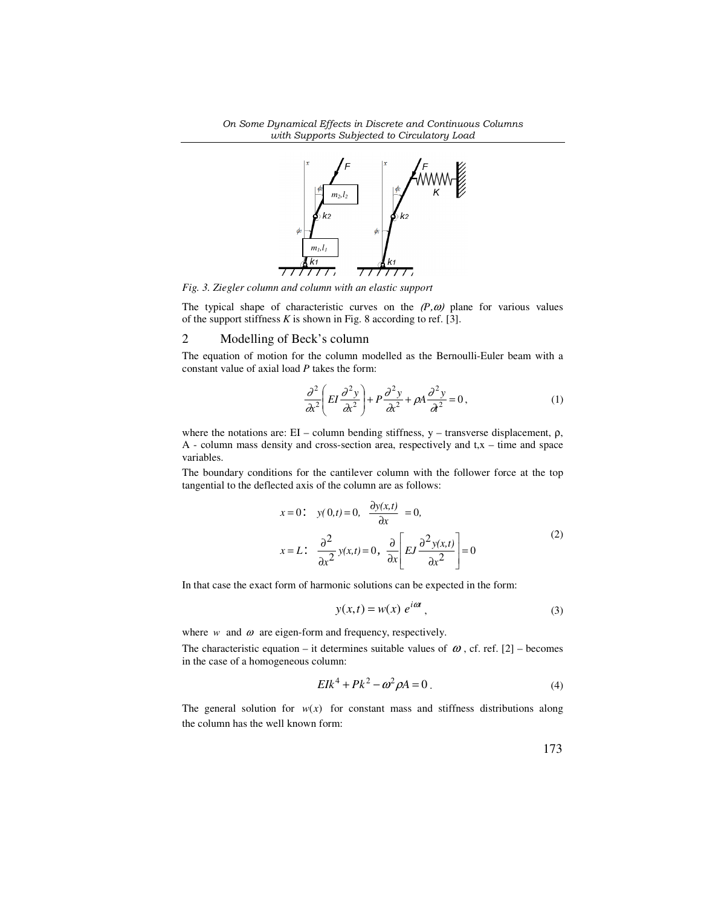Fig. 3. Ziegler column and column with an elastic support

The typical shape of characteristic curves on the *(P,ω)* plane for various values of the support stiffness *K* is shown in Fig. 8 according to ref. [3].

## 2 Modelling of Beck's column

The equation of motion for the column modelled as the Bernoulli-Euler beam with a constant value of axial load *P* takes the form:

$$\frac{\partial^2}{\partial x^2}\left(EI\frac{\partial^2 y}{\partial x^2}\right)+P\frac{\partial^2 y}{\partial x^2}+\rho A\frac{\partial^2 y}{\partial t^2}=0\,, \tag{1}$$

where the notations are: EI – column bending stiffness, y – transverse displacement, ρ, A - column mass density and cross-section area, respectively and t,x – time and space variables.

The boundary conditions for the cantilever column with the follower force at the top tangential to the deflected axis of the column are as follows:

$$\begin{aligned} x=0:&\quad y(0,t)=0,\quad \frac{\partial y(x,t)}{\partial x}=0,\\ x=L:&\quad \frac{\partial^2}{\partial x^2}y(x,t)=0,\quad \frac{\partial}{\partial x}\left[EJ\frac{\partial^2 y(x,t)}{\partial x^2}\right]=0 \end{aligned} \tag{2}$$

In that case the exact form of harmonic solutions can be expected in the form:

$$y(x,t)=w(x)\;e^{i\omega t}\,, \tag{3}$$

where $w$ and $\omega$ are eigen-form and frequency, respectively.

The characteristic equation – it determines suitable values of $\omega$, cf. ref. [2] – becomes in the case of a homogeneous column:

$$EIk^4+Pk^2-\omega^2\rho A=0\,. \tag{4}$$

The general solution for $w(x)$ for constant mass and stiffness distributions along the column has the well known form: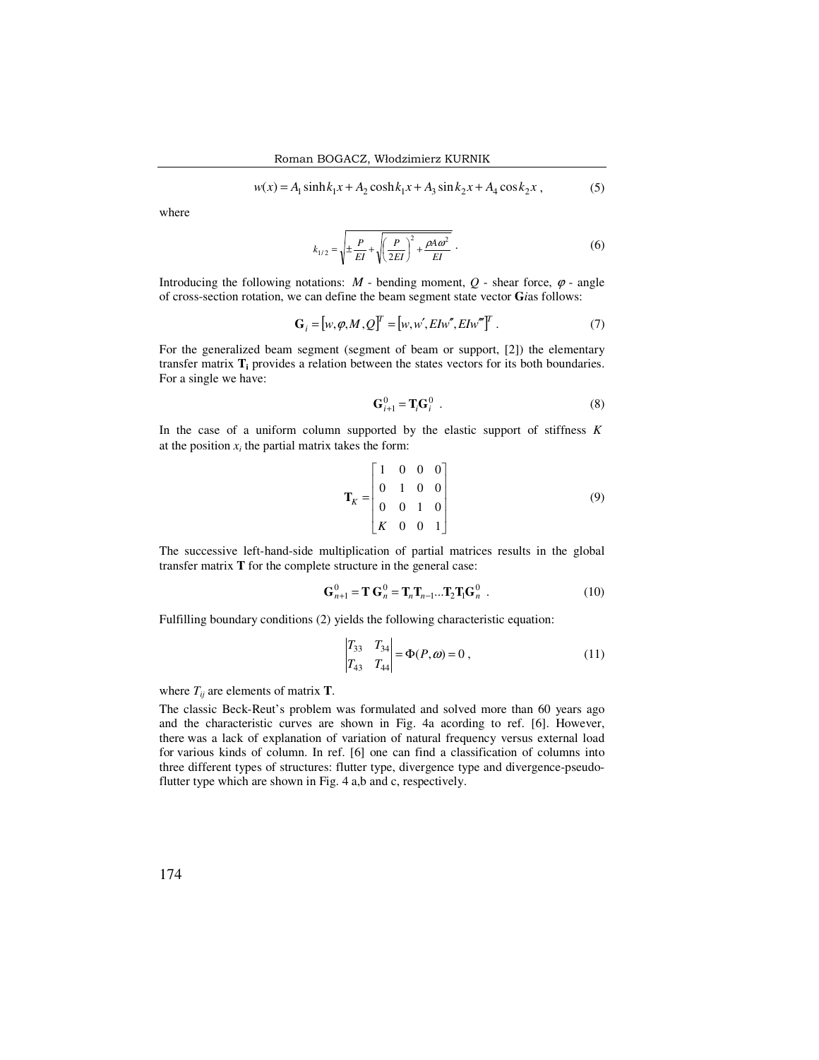$$w(x) = A_1 \sinh k_1 x + A_2 \cosh k_1 x + A_3 \sin k_2 x + A_4 \cos k_2 x \,, \tag{5}$$

where

$$k_{1/2} = \sqrt{\pm \frac{P}{EI} + \sqrt{\left(\frac{P}{2EI}\right)^2 + \frac{\rho A \omega^2}{EI}}} \ . \tag{6}$$

Introducing the following notations: $M$ - bending moment, $Q$ - shear force, $\varphi$ - angle of cross-section rotation, we can define the beam segment state vector $\mathbf{G}_i$as follows:

$$\mathbf{G}_i = [w, \varphi, M, Q]^T = [w, w', EIw'', EIw''']^T \ . \tag{7}$$

For the generalized beam segment (segment of beam or support, [2]) the elementary transfer matrix $\mathbf{T_i}$ provides a relation between the states vectors for its both boundaries. For a single we have:

$$\mathbf{G}_{i+1}^0 = \mathbf{T}_i \mathbf{G}_i^0 \ . \tag{8}$$

In the case of a uniform column supported by the elastic support of stiffness $K$ at the position $x_i$ the partial matrix takes the form:

$$\mathbf{T}_K = \begin{bmatrix} 1 & 0 & 0 & 0 \\ 0 & 1 & 0 & 0 \\ 0 & 0 & 1 & 0 \\ K & 0 & 0 & 1 \end{bmatrix} \tag{9}$$

The successive left-hand-side multiplication of partial matrices results in the global transfer matrix $\mathbf{T}$ for the complete structure in the general case:

$$\mathbf{G}_{n+1}^0 = \mathbf{T}\, \mathbf{G}_n^0 = \mathbf{T}_n \mathbf{T}_{n-1} ... \mathbf{T}_2 \mathbf{T}_1 \mathbf{G}_n^0 \ . \tag{10}$$

Fulfilling boundary conditions (2) yields the following characteristic equation:

$$\begin{vmatrix} T_{33} & T_{34} \\ T_{43} & T_{44} \end{vmatrix} = \Phi(P, \omega) = 0 \ , \tag{11}$$

where $T_{ij}$ are elements of matrix $\mathbf{T}$.

The classic Beck-Reut's problem was formulated and solved more than 60 years ago and the characteristic curves are shown in Fig. 4a acording to ref. [6]. However, there was a lack of explanation of variation of natural frequency versus external load for various kinds of column. In ref. [6] one can find a classification of columns into three different types of structures: flutter type, divergence type and divergence-pseudo-flutter type which are shown in Fig. 4 a,b and c, respectively.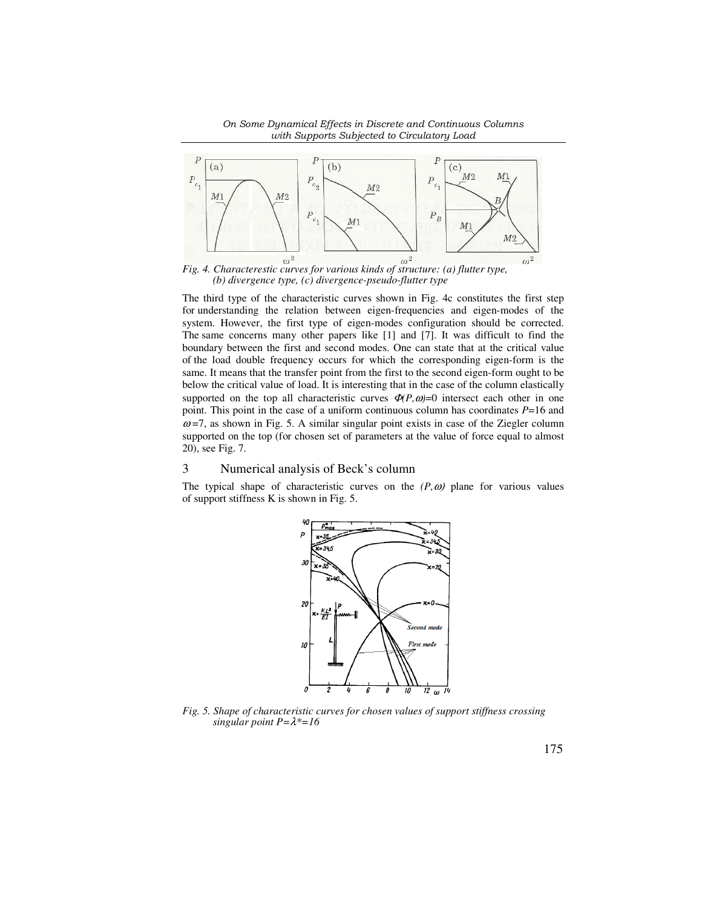Fig. 4. Characterestic curves for various kinds of structure: (a) flutter type, (b) divergence type, (c) divergence-pseudo-flutter type

The third type of the characteristic curves shown in Fig. 4c constitutes the first step for understanding the relation between eigen-frequencies and eigen-modes of the system. However, the first type of eigen-modes configuration should be corrected. The same concerns many other papers like [1] and [7]. It was difficult to find the boundary between the first and second modes. One can state that at the critical value of the load double frequency occurs for which the corresponding eigen-form is the same. It means that the transfer point from the first to the second eigen-form ought to be below the critical value of load. It is interesting that in the case of the column elastically supported on the top all characteristic curves $\Phi(P,\omega)=0$ intersect each other in one point. This point in the case of a uniform continuous column has coordinates $P=16$ and $\omega=7$, as shown in Fig. 5. A similar singular point exists in case of the Ziegler column supported on the top (for chosen set of parameters at the value of force equal to almost 20), see Fig. 7.

## 3 Numerical analysis of Beck's column

The typical shape of characteristic curves on the $(P,\omega)$ plane for various values of support stiffness K is shown in Fig. 5.

Fig. 5. Shape of characteristic curves for chosen values of support stiffness crossing singular point $P=\lambda^*=16$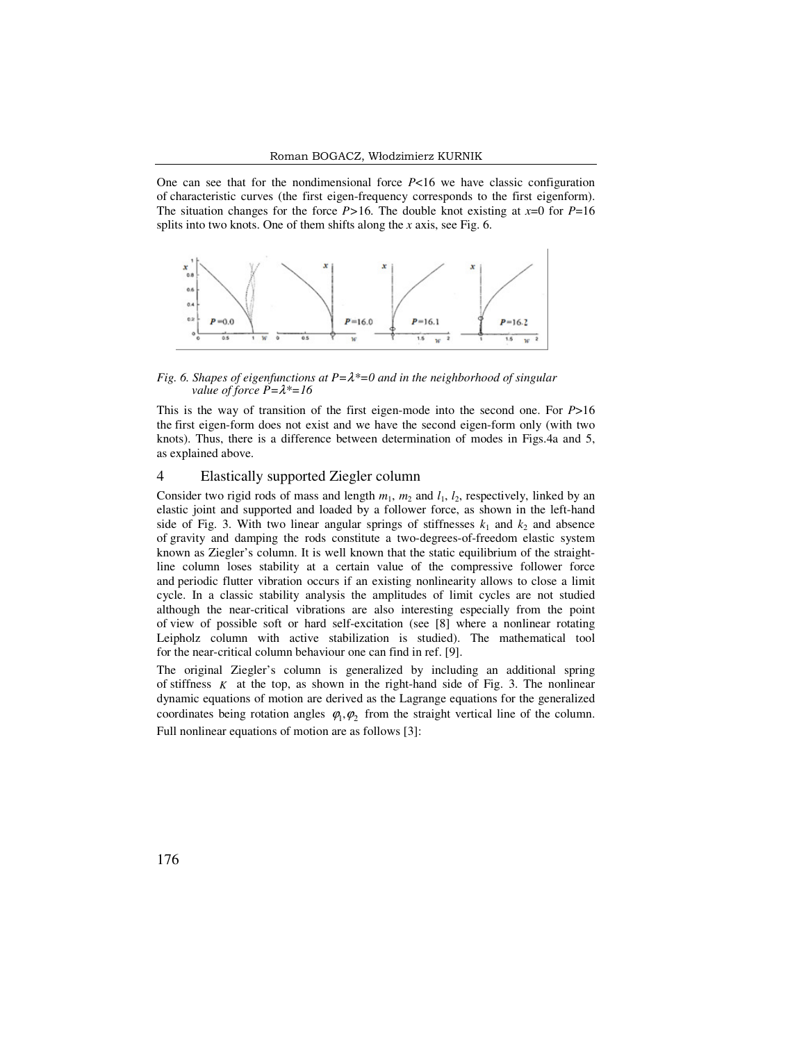One can see that for the nondimensional force $P$<16 we have classic configuration of characteristic curves (the first eigen-frequency corresponds to the first eigenform). The situation changes for the force $P$>16. The double knot existing at $x$=0 for $P$=16 splits into two knots. One of them shifts along the $x$ axis, see Fig. 6.

*Fig. 6. Shapes of eigenfunctions at $P=\lambda^*=0$ and in the neighborhood of singular value of force $P=\lambda^*=16$*

This is the way of transition of the first eigen-mode into the second one. For $P$>16 the first eigen-form does not exist and we have the second eigen-form only (with two knots). Thus, there is a difference between determination of modes in Figs.4a and 5, as explained above.

## 4 Elastically supported Ziegler column

Consider two rigid rods of mass and length $m_1$, $m_2$ and $l_1$, $l_2$, respectively, linked by an elastic joint and supported and loaded by a follower force, as shown in the left-hand side of Fig. 3. With two linear angular springs of stiffnesses $k_1$ and $k_2$ and absence of gravity and damping the rods constitute a two-degrees-of-freedom elastic system known as Ziegler's column. It is well known that the static equilibrium of the straight-line column loses stability at a certain value of the compressive follower force and periodic flutter vibration occurs if an existing nonlinearity allows to close a limit cycle. In a classic stability analysis the amplitudes of limit cycles are not studied although the near-critical vibrations are also interesting especially from the point of view of possible soft or hard self-excitation (see [8] where a nonlinear rotating Leipholz column with active stabilization is studied). The mathematical tool for the near-critical column behaviour one can find in ref. [9].

The original Ziegler's column is generalized by including an additional spring of stiffness $K$ at the top, as shown in the right-hand side of Fig. 3. The nonlinear dynamic equations of motion are derived as the Lagrange equations for the generalized coordinates being rotation angles $\varphi_1, \varphi_2$ from the straight vertical line of the column. Full nonlinear equations of motion are as follows [3]: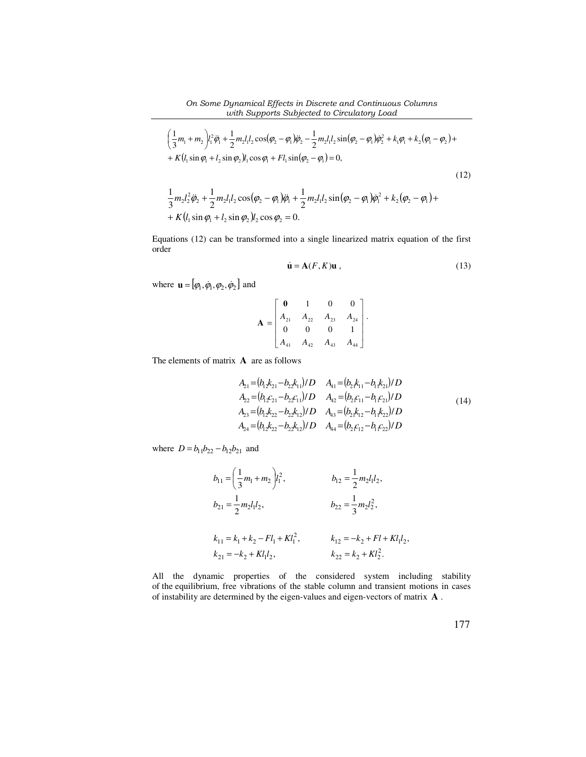$$\left(\frac{1}{3}m_1 + m_2\right)l_1^2\ddot{\varphi}_1 + \frac{1}{2}m_2 l_1 l_2 \cos(\varphi_2 - \varphi_1)\ddot{\varphi}_2 - \frac{1}{2}m_2 l_1 l_2 \sin(\varphi_2 - \varphi_1)\dot{\varphi}_2^2 + k_1\varphi_1 + k_2(\varphi_1 - \varphi_2) +$$
$$+ K(l_1 \sin\varphi_1 + l_2 \sin\varphi_2)l_1 \cos\varphi_1 + Fl_1 \sin(\varphi_2 - \varphi_1) = 0,$$

$$\tag{12}$$

$$\frac{1}{3}m_2 l_2^2 \ddot{\varphi}_2 + \frac{1}{2}m_2 l_1 l_2 \cos(\varphi_2 - \varphi_1)\ddot{\varphi}_1 + \frac{1}{2}m_2 l_1 l_2 \sin(\varphi_2 - \varphi_1)\dot{\varphi}_1^2 + k_2(\varphi_2 - \varphi_1) +$$
$$+ K(l_1 \sin\varphi_1 + l_2 \sin\varphi_2)l_2 \cos\varphi_2 = 0.$$

Equations (12) can be transformed into a single linearized matrix equation of the first order

$$\dot{\mathbf{u}} = \mathbf{A}(F, K)\mathbf{u}\ , \tag{13}$$

where $\mathbf{u} = [\varphi_1, \dot{\varphi}_1, \varphi_2, \dot{\varphi}_2]$ and

$$\mathbf{A} = \begin{bmatrix} \mathbf{0} & 1 & 0 & 0 \\ A_{21} & A_{22} & A_{23} & A_{24} \\ 0 & 0 & 0 & 1 \\ A_{41} & A_{42} & A_{43} & A_{44} \end{bmatrix}.$$

The elements of matrix $\mathbf{A}$ are as follows

$$\begin{aligned} A_{21} &= (b_{12}k_{21} - b_{22}k_{11})/D & A_{41} &= (b_{21}k_{11} - b_{11}k_{21})/D \\ A_{22} &= (b_{12}c_{21} - b_{22}c_{11})/D & A_{42} &= (b_{21}c_{11} - b_{11}c_{21})/D \\ A_{23} &= (b_{12}k_{22} - b_{22}k_{12})/D & A_{43} &= (b_{21}k_{12} - b_{11}k_{22})/D \\ A_{24} &= (b_{12}k_{22} - b_{22}k_{12})/D & A_{44} &= (b_{21}c_{12} - b_{11}c_{22})/D \end{aligned} \tag{14}$$

where $D = b_{11}b_{22} - b_{12}b_{21}$ and

$$b_{11} = \left(\frac{1}{3}m_1 + m_2\right)l_1^2, \qquad b_{12} = \frac{1}{2}m_2 l_1 l_2,$$
$$b_{21} = \frac{1}{2}m_2 l_1 l_2, \qquad b_{22} = \frac{1}{3}m_2 l_2^2,$$

$$k_{11} = k_1 + k_2 - Fl_1 + Kl_1^2, \qquad k_{12} = -k_2 + Fl + Kl_1 l_2,$$
$$k_{21} = -k_2 + Kl_1 l_2, \qquad k_{22} = k_2 + Kl_2^2.$$

All the dynamic properties of the considered system including stability of the equilibrium, free vibrations of the stable column and transient motions in cases of instability are determined by the eigen-values and eigen-vectors of matrix $\mathbf{A}$ .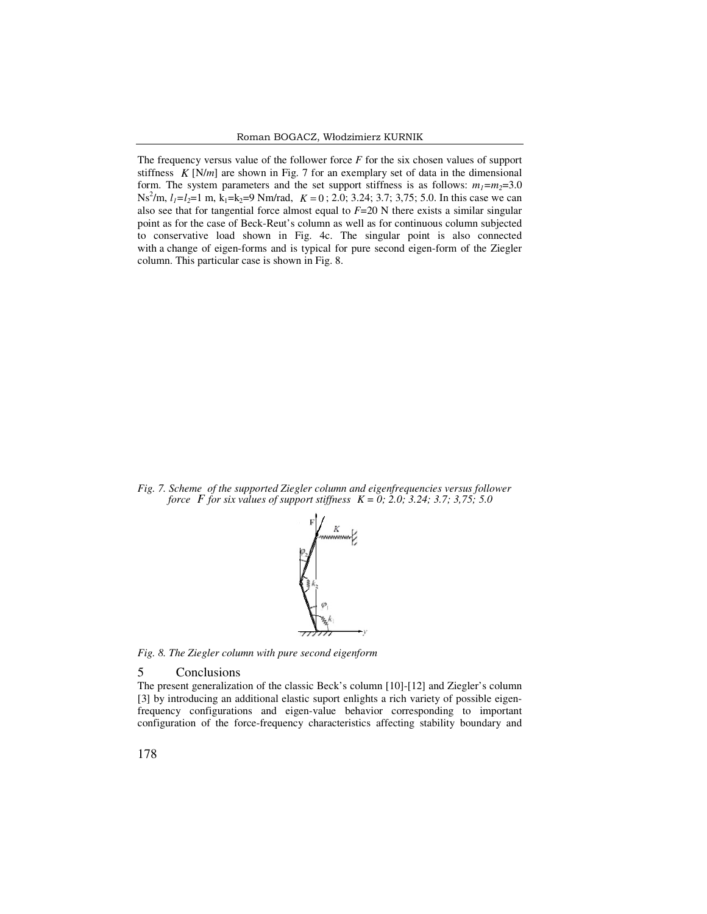The frequency versus value of the follower force $F$ for the six chosen values of support stiffness $K$ [N/$m$] are shown in Fig. 7 for an exemplary set of data in the dimensional form. The system parameters and the set support stiffness is as follows: $m_1=m_2=3.0$ Ns$^2$/m, $l_1=l_2=1$ m, $k_1=k_2=9$ Nm/rad, $K=0$; 2.0; 3.24; 3.7; 3,75; 5.0. In this case we can also see that for tangential force almost equal to $F=20$ N there exists a similar singular point as for the case of Beck-Reut's column as well as for continuous column subjected to conservative load shown in Fig. 4c. The singular point is also connected with a change of eigen-forms and is typical for pure second eigen-form of the Ziegler column. This particular case is shown in Fig. 8.

*Fig. 7. Scheme of the supported Ziegler column and eigenfrequencies versus follower force $F$ for six values of support stiffness $K$ = 0; 2.0; 3.24; 3.7; 3,75; 5.0*

*Fig. 8. The Ziegler column with pure second eigenform*

## 5 Conclusions

The present generalization of the classic Beck's column [10]-[12] and Ziegler's column [3] by introducing an additional elastic suport enlights a rich variety of possible eigen-frequency configurations and eigen-value behavior corresponding to important configuration of the force-frequency characteristics affecting stability boundary and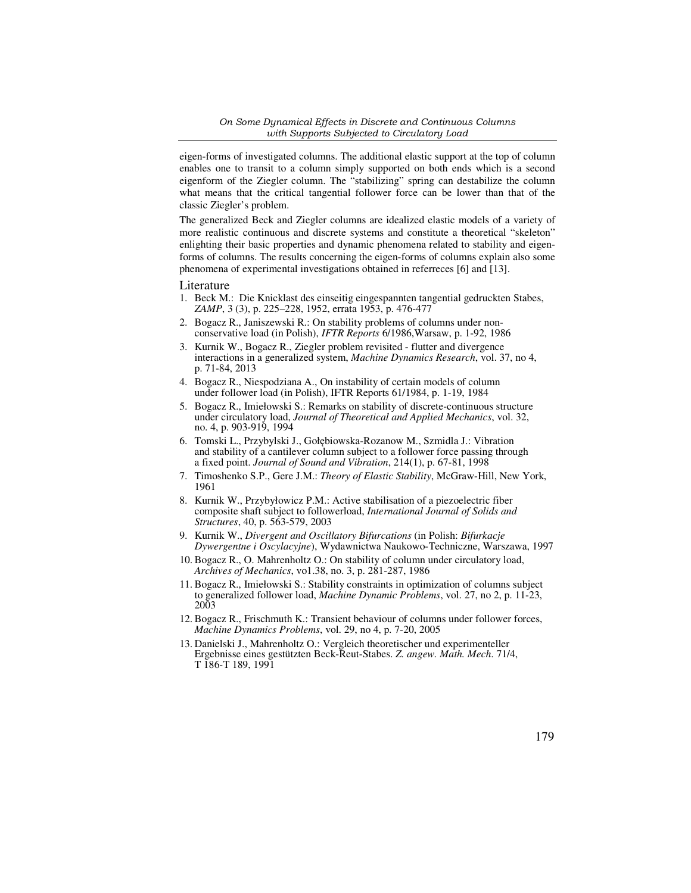eigen-forms of investigated columns. The additional elastic support at the top of column enables one to transit to a column simply supported on both ends which is a second eigenform of the Ziegler column. The "stabilizing" spring can destabilize the column what means that the critical tangential follower force can be lower than that of the classic Ziegler's problem.

The generalized Beck and Ziegler columns are idealized elastic models of a variety of more realistic continuous and discrete systems and constitute a theoretical "skeleton" enlighting their basic properties and dynamic phenomena related to stability and eigen-forms of columns. The results concerning the eigen-forms of columns explain also some phenomena of experimental investigations obtained in referreces [6] and [13].

## Literature

1. Beck M.: Die Knicklast des einseitig eingespannten tangential gedruckten Stabes, *ZAMP*, 3 (3), p. 225–228, 1952, errata 1953, p. 476-477
2. Bogacz R., Janiszewski R.: On stability problems of columns under non-conservative load (in Polish), *IFTR Reports* 6/1986,Warsaw, p. 1-92, 1986
3. Kurnik W., Bogacz R., Ziegler problem revisited - flutter and divergence interactions in a generalized system, *Machine Dynamics Research*, vol. 37, no 4, p. 71-84, 2013
4. Bogacz R., Niespodziana A., On instability of certain models of column under follower load (in Polish), IFTR Reports 61/1984, p. 1-19, 1984
5. Bogacz R., Imiełowski S.: Remarks on stability of discrete-continuous structure under circulatory load, *Journal of Theoretical and Applied Mechanics*, vol. 32, no. 4, p. 903-919, 1994
6. Tomski L., Przybylski J., Gołębiowska-Rozanow M., Szmidla J.: Vibration and stability of a cantilever column subject to a follower force passing through a fixed point. *Journal of Sound and Vibration*, 214(1), p. 67-81, 1998
7. Timoshenko S.P., Gere J.M.: *Theory of Elastic Stability*, McGraw-Hill, New York, 1961
8. Kurnik W., Przybyłowicz P.M.: Active stabilisation of a piezoelectric fiber composite shaft subject to followerload, *International Journal of Solids and Structures*, 40, p. 563-579, 2003
9. Kurnik W., *Divergent and Oscillatory Bifurcations* (in Polish: *Bifurkacje Dywergentne i Oscylacyjne*), Wydawnictwa Naukowo-Techniczne, Warszawa, 1997
10. Bogacz R., O. Mahrenholtz O.: On stability of column under circulatory load, *Archives of Mechanics*, vo1.38, no. 3, p. 281-287, 1986
11. Bogacz R., Imiełowski S.: Stability constraints in optimization of columns subject to generalized follower load, *Machine Dynamic Problems*, vol. 27, no 2, p. 11-23, 2003
12. Bogacz R., Frischmuth K.: Transient behaviour of columns under follower forces, *Machine Dynamics Problems*, vol. 29, no 4, p. 7-20, 2005
13. Danielski J., Mahrenholtz O.: Vergleich theoretischer und experimenteller Ergebnisse eines gestützten Beck-Reut-Stabes. *Z. angew. Math. Mech*. 71/4, T 186-T 189, 1991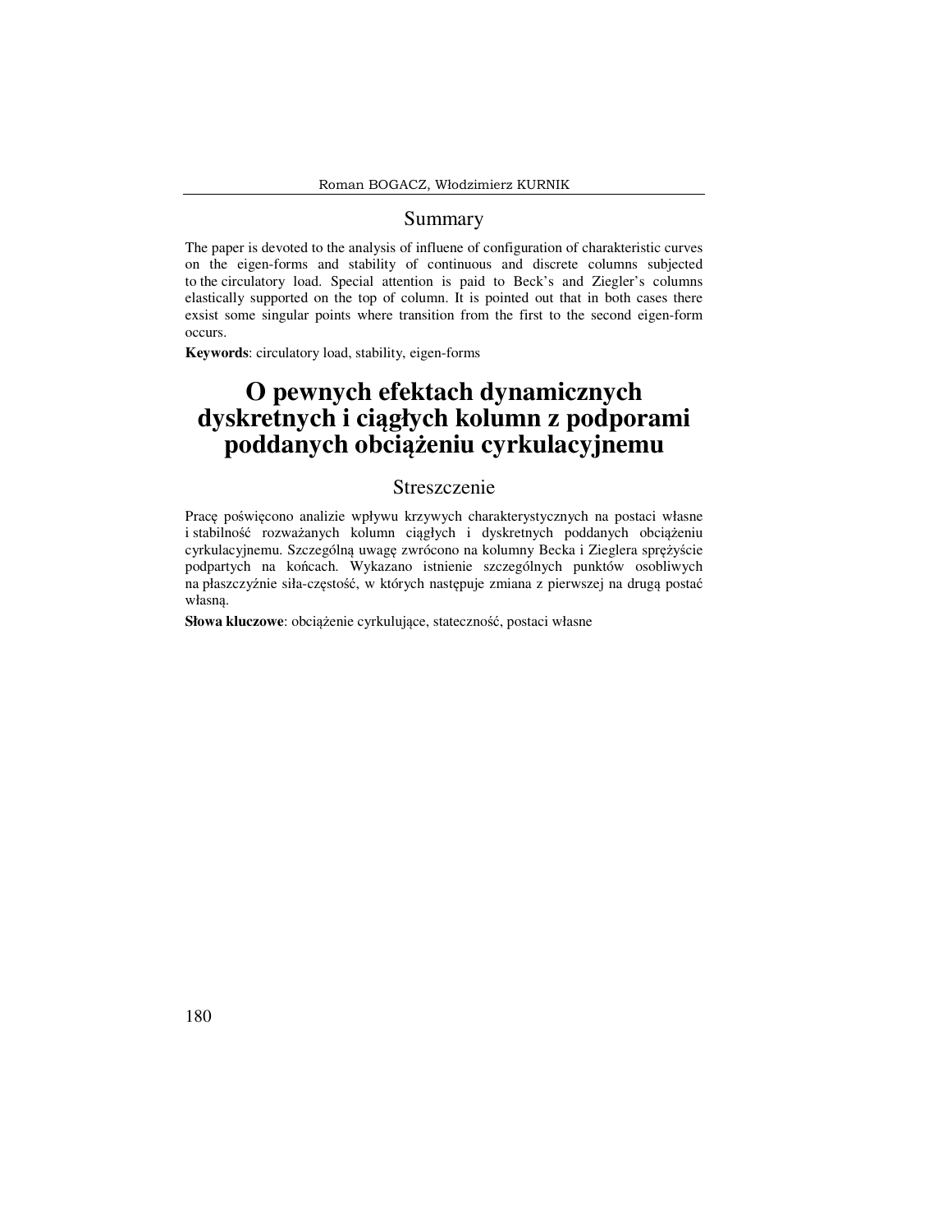## Summary

The paper is devoted to the analysis of influene of configuration of charakteristic curves on the eigen-forms and stability of continuous and discrete columns subjected to the circulatory load. Special attention is paid to Beck's and Ziegler's columns elastically supported on the top of column. It is pointed out that in both cases there exsist some singular points where transition from the first to the second eigen-form occurs.

**Keywords**: circulatory load, stability, eigen-forms

# O pewnych efektach dynamicznych dyskretnych i ciągłych kolumn z podporami poddanych obciążeniu cyrkulacyjnemu

## Streszczenie

Pracę poświęcono analizie wpływu krzywych charakterystycznych na postaci własne i stabilność rozważanych kolumn ciągłych i dyskretnych poddanych obciążeniu cyrkulacyjnemu. Szczególną uwagę zwrócono na kolumny Becka i Zieglera sprężyście podpartych na końcach. Wykazano istnienie szczególnych punktów osobliwych na płaszczyźnie siła-częstość, w których następuje zmiana z pierwszej na drugą postać własną.

**Słowa kluczowe**: obciążenie cyrkulujące, stateczność, postaci własne